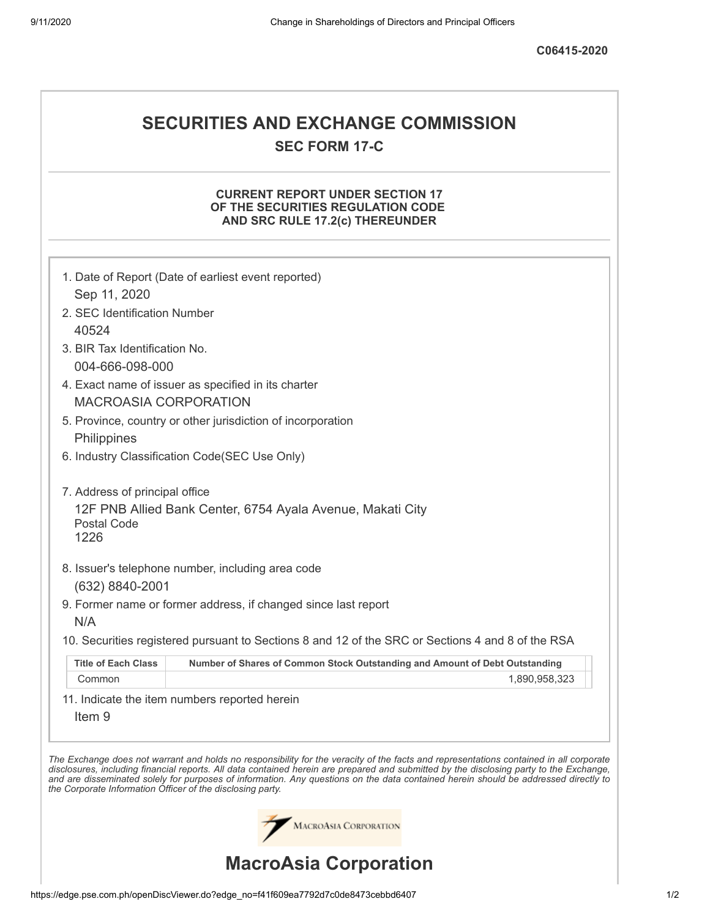C06415-2020

# SECURITIES AND EXCHANGE COMMISSION

## SEC FORM 17-C

### CURRENT REPORT UNDER SECTION 17 OF THE SECURITIES REGULATION CODE AND SRC RULE 17.2(c) THEREUNDER

1. Date of Report (Date of earliest event reported)
   Sep 11, 2020
2. SEC Identification Number
   40524
3. BIR Tax Identification No.
   004-666-098-000
4. Exact name of issuer as specified in its charter
   MACROASIA CORPORATION
5. Province, country or other jurisdiction of incorporation
   Philippines
6. Industry Classification Code(SEC Use Only)

7. Address of principal office
   12F PNB Allied Bank Center, 6754 Ayala Avenue, Makati City
   Postal Code
   1226
8. Issuer's telephone number, including area code
   (632) 8840-2001
9. Former name or former address, if changed since last report
   N/A
10. Securities registered pursuant to Sections 8 and 12 of the SRC or Sections 4 and 8 of the RSA

| Title of Each Class | Number of Shares of Common Stock Outstanding and Amount of Debt Outstanding |
|---|---|
| Common | 1,890,958,323 |

11. Indicate the item numbers reported herein
    Item 9

*The Exchange does not warrant and holds no responsibility for the veracity of the facts and representations contained in all corporate disclosures, including financial reports. All data contained herein are prepared and submitted by the disclosing party to the Exchange, and are disseminated solely for purposes of information. Any questions on the data contained herein should be addressed directly to the Corporate Information Officer of the disclosing party.*

MacroAsia Corporation

# MacroAsia Corporation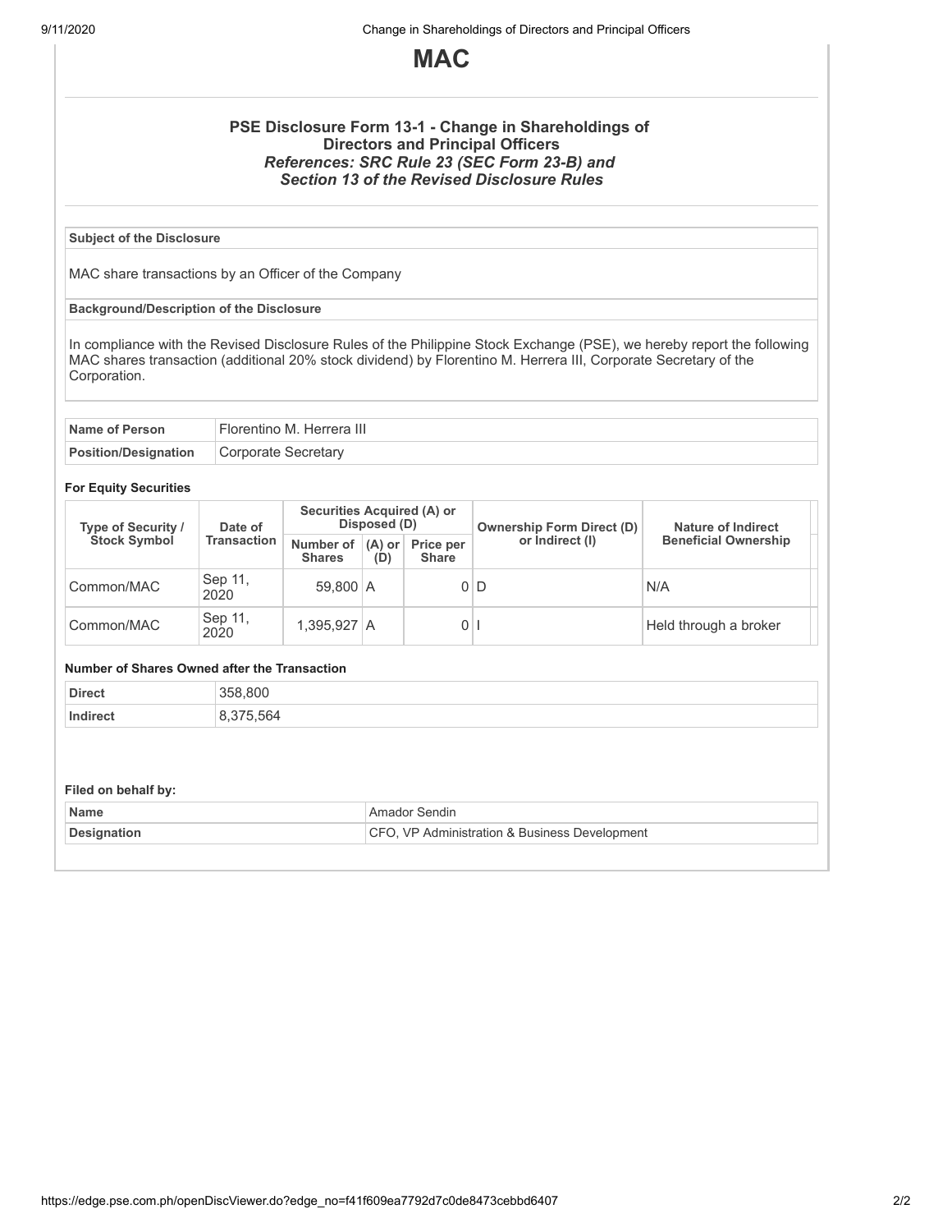# MAC

### PSE Disclosure Form 13-1 - Change in Shareholdings of Directors and Principal Officers

***References: SRC Rule 23 (SEC Form 23-B) and Section 13 of the Revised Disclosure Rules***

**Subject of the Disclosure**

MAC share transactions by an Officer of the Company

**Background/Description of the Disclosure**

In compliance with the Revised Disclosure Rules of the Philippine Stock Exchange (PSE), we hereby report the following MAC shares transaction (additional 20% stock dividend) by Florentino M. Herrera III, Corporate Secretary of the Corporation.

| | |
|---|---|
| **Name of Person** | Florentino M. Herrera III |
| **Position/Designation** | Corporate Secretary |

**For Equity Securities**

| Type of Security / Stock Symbol | Date of Transaction | Securities Acquired (A) or Disposed (D) | | | Ownership Form Direct (D) or Indirect (I) | Nature of Indirect Beneficial Ownership |
|---|---|---|---|---|---|---|
| | | Number of Shares | (A) or (D) | Price per Share | | |
| Common/MAC | Sep 11, 2020 | 59,800 | A | 0 | D | N/A |
| Common/MAC | Sep 11, 2020 | 1,395,927 | A | 0 | I | Held through a broker |

**Number of Shares Owned after the Transaction**

| | |
|---|---|
| **Direct** | 358,800 |
| **Indirect** | 8,375,564 |

**Filed on behalf by:**

| | |
|---|---|
| **Name** | Amador Sendin |
| **Designation** | CFO, VP Administration & Business Development |